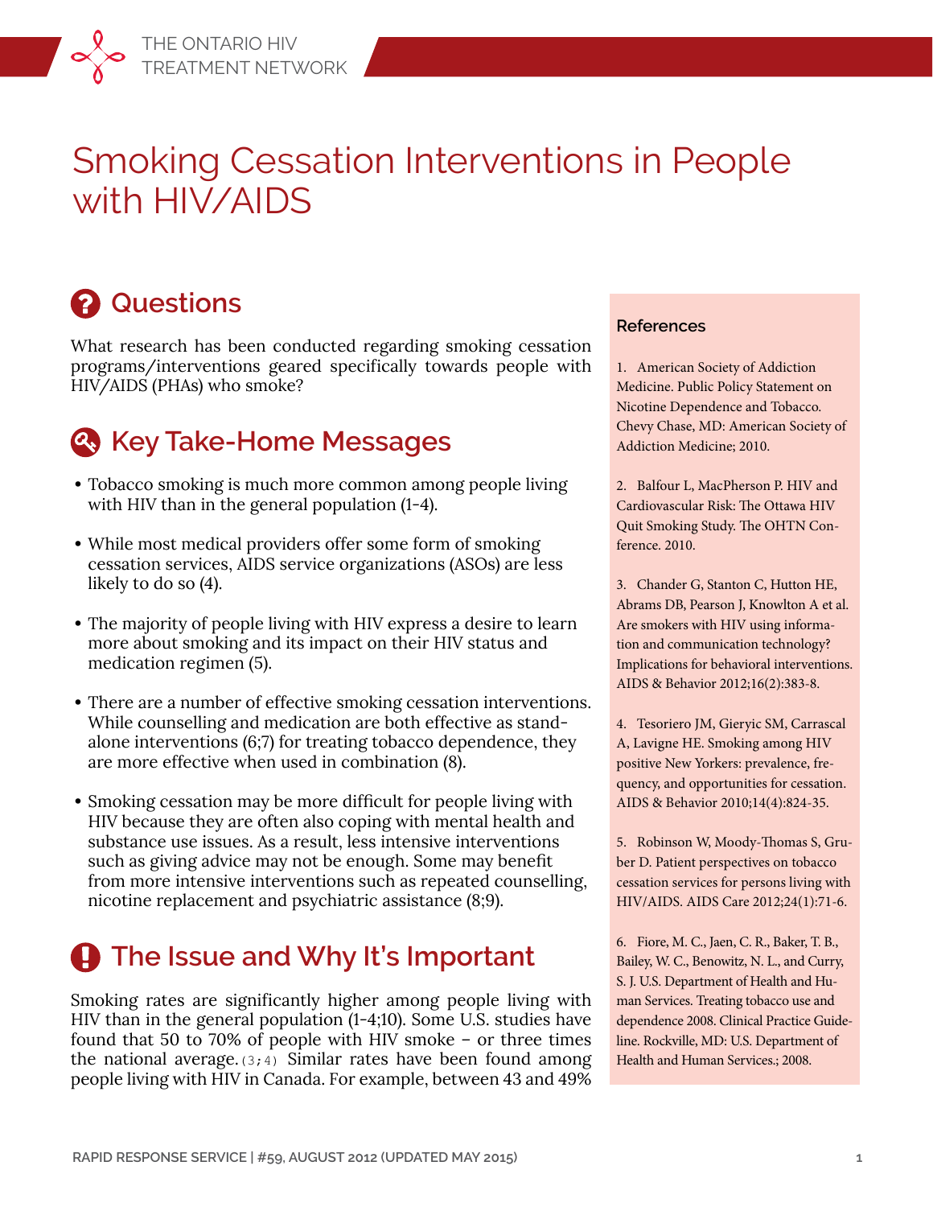THE ONTARIO HIV TREATMENT NETWORK

# Smoking Cessation Interventions in People with HIV/AIDS

## Questions

What research has been conducted regarding smoking cessation programs/interventions geared specifically towards people with HIV/AIDS (PHAs) who smoke?

## Key Take-Home Messages

- Tobacco smoking is much more common among people living with HIV than in the general population (1-4).
- While most medical providers offer some form of smoking cessation services, AIDS service organizations (ASOs) are less likely to do so (4).
- The majority of people living with HIV express a desire to learn more about smoking and its impact on their HIV status and medication regimen (5).
- There are a number of effective smoking cessation interventions. While counselling and medication are both effective as stand-alone interventions (6;7) for treating tobacco dependence, they are more effective when used in combination (8).
- Smoking cessation may be more difficult for people living with HIV because they are often also coping with mental health and substance use issues. As a result, less intensive interventions such as giving advice may not be enough. Some may benefit from more intensive interventions such as repeated counselling, nicotine replacement and psychiatric assistance (8;9).

## The Issue and Why It's Important

Smoking rates are significantly higher among people living with HIV than in the general population (1-4;10). Some U.S. studies have found that 50 to 70% of people with HIV smoke – or three times the national average.(3;4) Similar rates have been found among people living with HIV in Canada. For example, between 43 and 49%

### References

1. American Society of Addiction Medicine. Public Policy Statement on Nicotine Dependence and Tobacco. Chevy Chase, MD: American Society of Addiction Medicine; 2010.

2. Balfour L, MacPherson P. HIV and Cardiovascular Risk: The Ottawa HIV Quit Smoking Study. The OHTN Conference. 2010.

3. Chander G, Stanton C, Hutton HE, Abrams DB, Pearson J, Knowlton A et al. Are smokers with HIV using information and communication technology? Implications for behavioral interventions. AIDS & Behavior 2012;16(2):383-8.

4. Tesoriero JM, Gieryic SM, Carrascal A, Lavigne HE. Smoking among HIV positive New Yorkers: prevalence, frequency, and opportunities for cessation. AIDS & Behavior 2010;14(4):824-35.

5. Robinson W, Moody-Thomas S, Gruber D. Patient perspectives on tobacco cessation services for persons living with HIV/AIDS. AIDS Care 2012;24(1):71-6.

6. Fiore, M. C., Jaen, C. R., Baker, T. B., Bailey, W. C., Benowitz, N. L., and Curry, S. J. U.S. Department of Health and Human Services. Treating tobacco use and dependence 2008. Clinical Practice Guideline. Rockville, MD: U.S. Department of Health and Human Services.; 2008.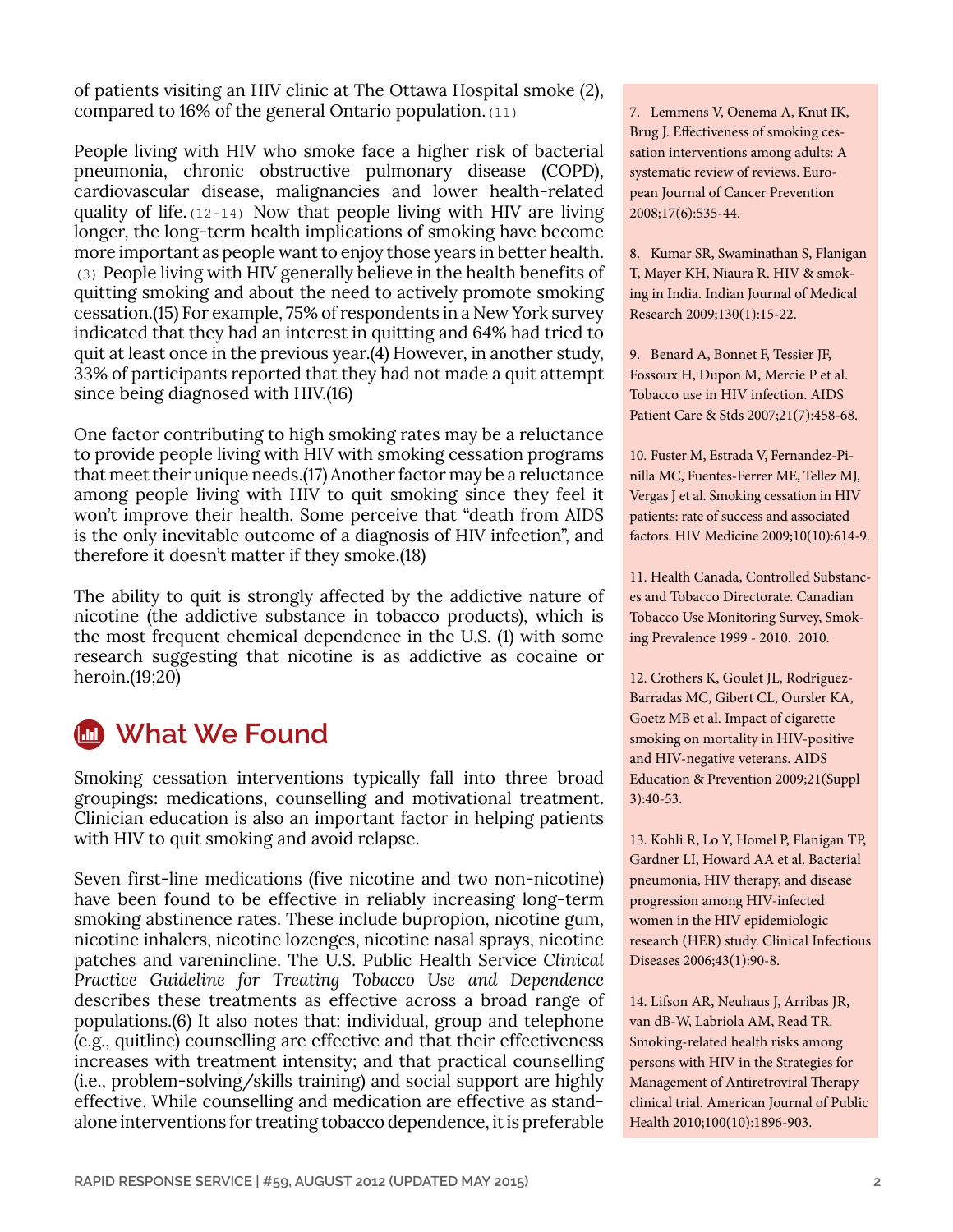of patients visiting an HIV clinic at The Ottawa Hospital smoke (2), compared to 16% of the general Ontario population. (11)

People living with HIV who smoke face a higher risk of bacterial pneumonia, chronic obstructive pulmonary disease (COPD), cardiovascular disease, malignancies and lower health-related quality of life. (12-14) Now that people living with HIV are living longer, the long-term health implications of smoking have become more important as people want to enjoy those years in better health. (3) People living with HIV generally believe in the health benefits of quitting smoking and about the need to actively promote smoking cessation.(15) For example, 75% of respondents in a New York survey indicated that they had an interest in quitting and 64% had tried to quit at least once in the previous year.(4) However, in another study, 33% of participants reported that they had not made a quit attempt since being diagnosed with HIV.(16)

One factor contributing to high smoking rates may be a reluctance to provide people living with HIV with smoking cessation programs that meet their unique needs.(17) Another factor may be a reluctance among people living with HIV to quit smoking since they feel it won't improve their health. Some perceive that "death from AIDS is the only inevitable outcome of a diagnosis of HIV infection", and therefore it doesn't matter if they smoke.(18)

The ability to quit is strongly affected by the addictive nature of nicotine (the addictive substance in tobacco products), which is the most frequent chemical dependence in the U.S. (1) with some research suggesting that nicotine is as addictive as cocaine or heroin.(19;20)

## What We Found

Smoking cessation interventions typically fall into three broad groupings: medications, counselling and motivational treatment. Clinician education is also an important factor in helping patients with HIV to quit smoking and avoid relapse.

Seven first-line medications (five nicotine and two non-nicotine) have been found to be effective in reliably increasing long-term smoking abstinence rates. These include bupropion, nicotine gum, nicotine inhalers, nicotine lozenges, nicotine nasal sprays, nicotine patches and varenincline. The U.S. Public Health Service *Clinical Practice Guideline for Treating Tobacco Use and Dependence* describes these treatments as effective across a broad range of populations.(6) It also notes that: individual, group and telephone (e.g., quitline) counselling are effective and that their effectiveness increases with treatment intensity; and that practical counselling (i.e., problem-solving/skills training) and social support are highly effective. While counselling and medication are effective as stand-alone interventions for treating tobacco dependence, it is preferable

7. Lemmens V, Oenema A, Knut IK, Brug J. Effectiveness of smoking cessation interventions among adults: A systematic review of reviews. European Journal of Cancer Prevention 2008;17(6):535-44.

8. Kumar SR, Swaminathan S, Flanigan T, Mayer KH, Niaura R. HIV & smoking in India. Indian Journal of Medical Research 2009;130(1):15-22.

9. Benard A, Bonnet F, Tessier JF, Fossoux H, Dupon M, Mercie P et al. Tobacco use in HIV infection. AIDS Patient Care & Stds 2007;21(7):458-68.

10. Fuster M, Estrada V, Fernandez-Pinilla MC, Fuentes-Ferrer ME, Tellez MJ, Vergas J et al. Smoking cessation in HIV patients: rate of success and associated factors. HIV Medicine 2009;10(10):614-9.

11. Health Canada, Controlled Substances and Tobacco Directorate. Canadian Tobacco Use Monitoring Survey, Smoking Prevalence 1999 - 2010. 2010.

12. Crothers K, Goulet JL, Rodriguez-Barradas MC, Gibert CL, Oursler KA, Goetz MB et al. Impact of cigarette smoking on mortality in HIV-positive and HIV-negative veterans. AIDS Education & Prevention 2009;21(Suppl 3):40-53.

13. Kohli R, Lo Y, Homel P, Flanigan TP, Gardner LI, Howard AA et al. Bacterial pneumonia, HIV therapy, and disease progression among HIV-infected women in the HIV epidemiologic research (HER) study. Clinical Infectious Diseases 2006;43(1):90-8.

14. Lifson AR, Neuhaus J, Arribas JR, van dB-W, Labriola AM, Read TR. Smoking-related health risks among persons with HIV in the Strategies for Management of Antiretroviral Therapy clinical trial. American Journal of Public Health 2010;100(10):1896-903.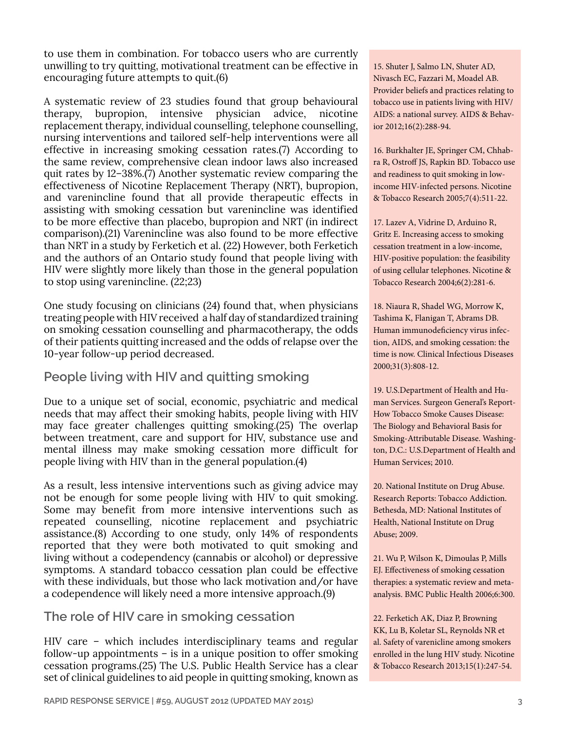to use them in combination. For tobacco users who are currently unwilling to try quitting, motivational treatment can be effective in encouraging future attempts to quit.(6)

A systematic review of 23 studies found that group behavioural therapy, bupropion, intensive physician advice, nicotine replacement therapy, individual counselling, telephone counselling, nursing interventions and tailored self-help interventions were all effective in increasing smoking cessation rates.(7) According to the same review, comprehensive clean indoor laws also increased quit rates by 12–38%.(7) Another systematic review comparing the effectiveness of Nicotine Replacement Therapy (NRT), bupropion, and varenincline found that all provide therapeutic effects in assisting with smoking cessation but varenincline was identified to be more effective than placebo, bupropion and NRT (in indirect comparison).(21) Varenincline was also found to be more effective than NRT in a study by Ferketich et al. (22) However, both Ferketich and the authors of an Ontario study found that people living with HIV were slightly more likely than those in the general population to stop using varenincline. (22;23)

One study focusing on clinicians (24) found that, when physicians treating people with HIV received a half day of standardized training on smoking cessation counselling and pharmacotherapy, the odds of their patients quitting increased and the odds of relapse over the 10-year follow-up period decreased.

## People living with HIV and quitting smoking

Due to a unique set of social, economic, psychiatric and medical needs that may affect their smoking habits, people living with HIV may face greater challenges quitting smoking.(25) The overlap between treatment, care and support for HIV, substance use and mental illness may make smoking cessation more difficult for people living with HIV than in the general population.(4)

As a result, less intensive interventions such as giving advice may not be enough for some people living with HIV to quit smoking. Some may benefit from more intensive interventions such as repeated counselling, nicotine replacement and psychiatric assistance.(8) According to one study, only 14% of respondents reported that they were both motivated to quit smoking and living without a codependency (cannabis or alcohol) or depressive symptoms. A standard tobacco cessation plan could be effective with these individuals, but those who lack motivation and/or have a codependence will likely need a more intensive approach.(9)

## The role of HIV care in smoking cessation

HIV care – which includes interdisciplinary teams and regular follow-up appointments – is in a unique position to offer smoking cessation programs.(25) The U.S. Public Health Service has a clear set of clinical guidelines to aid people in quitting smoking, known as

15. Shuter J, Salmo LN, Shuter AD, Nivasch EC, Fazzari M, Moadel AB. Provider beliefs and practices relating to tobacco use in patients living with HIV/AIDS: a national survey. AIDS & Behavior 2012;16(2):288-94.

16. Burkhalter JE, Springer CM, Chhabra R, Ostroff JS, Rapkin BD. Tobacco use and readiness to quit smoking in low-income HIV-infected persons. Nicotine & Tobacco Research 2005;7(4):511-22.

17. Lazev A, Vidrine D, Arduino R, Gritz E. Increasing access to smoking cessation treatment in a low-income, HIV-positive population: the feasibility of using cellular telephones. Nicotine & Tobacco Research 2004;6(2):281-6.

18. Niaura R, Shadel WG, Morrow K, Tashima K, Flanigan T, Abrams DB. Human immunodeficiency virus infection, AIDS, and smoking cessation: the time is now. Clinical Infectious Diseases 2000;31(3):808-12.

19. U.S.Department of Health and Human Services. Surgeon General's Report-How Tobacco Smoke Causes Disease: The Biology and Behavioral Basis for Smoking-Attributable Disease. Washington, D.C.: U.S.Department of Health and Human Services; 2010.

20. National Institute on Drug Abuse. Research Reports: Tobacco Addiction. Bethesda, MD: National Institutes of Health, National Institute on Drug Abuse; 2009.

21. Wu P, Wilson K, Dimoulas P, Mills EJ. Effectiveness of smoking cessation therapies: a systematic review and meta-analysis. BMC Public Health 2006;6:300.

22. Ferketich AK, Diaz P, Browning KK, Lu B, Koletar SL, Reynolds NR et al. Safety of varenicline among smokers enrolled in the lung HIV study. Nicotine & Tobacco Research 2013;15(1):247-54.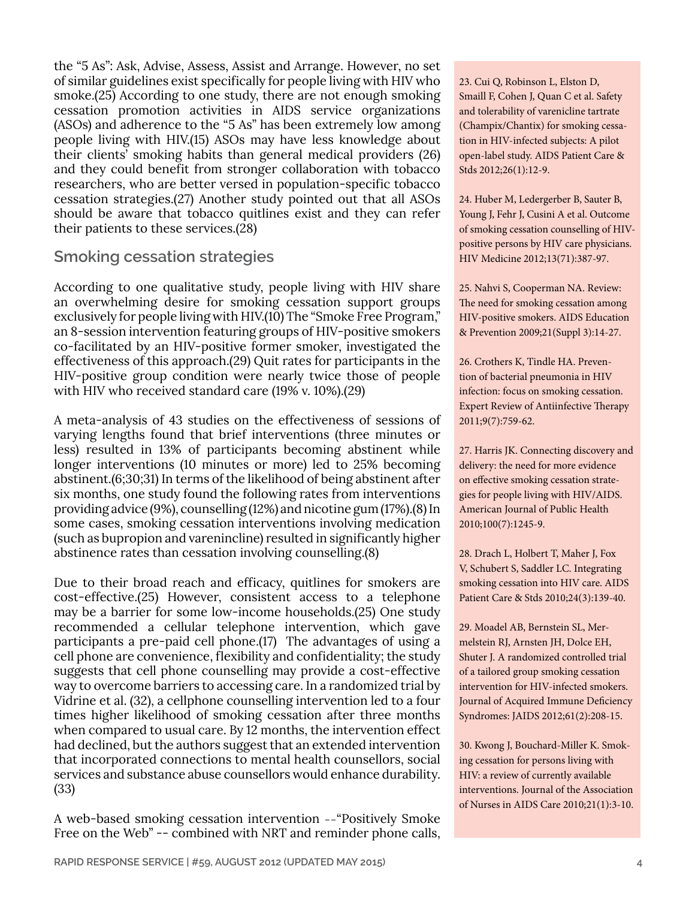the "5 As": Ask, Advise, Assess, Assist and Arrange. However, no set of similar guidelines exist specifically for people living with HIV who smoke.(25) According to one study, there are not enough smoking cessation promotion activities in AIDS service organizations (ASOs) and adherence to the "5 As" has been extremely low among people living with HIV.(15) ASOs may have less knowledge about their clients' smoking habits than general medical providers (26) and they could benefit from stronger collaboration with tobacco researchers, who are better versed in population-specific tobacco cessation strategies.(27) Another study pointed out that all ASOs should be aware that tobacco quitlines exist and they can refer their patients to these services.(28)

## Smoking cessation strategies

According to one qualitative study, people living with HIV share an overwhelming desire for smoking cessation support groups exclusively for people living with HIV.(10) The "Smoke Free Program," an 8-session intervention featuring groups of HIV-positive smokers co-facilitated by an HIV-positive former smoker, investigated the effectiveness of this approach.(29) Quit rates for participants in the HIV-positive group condition were nearly twice those of people with HIV who received standard care (19% v. 10%).(29)

A meta-analysis of 43 studies on the effectiveness of sessions of varying lengths found that brief interventions (three minutes or less) resulted in 13% of participants becoming abstinent while longer interventions (10 minutes or more) led to 25% becoming abstinent.(6;30;31) In terms of the likelihood of being abstinent after six months, one study found the following rates from interventions providing advice (9%), counselling (12%) and nicotine gum (17%).(8) In some cases, smoking cessation interventions involving medication (such as bupropion and varenincline) resulted in significantly higher abstinence rates than cessation involving counselling.(8)

Due to their broad reach and efficacy, quitlines for smokers are cost-effective.(25) However, consistent access to a telephone may be a barrier for some low-income households.(25) One study recommended a cellular telephone intervention, which gave participants a pre-paid cell phone.(17) The advantages of using a cell phone are convenience, flexibility and confidentiality; the study suggests that cell phone counselling may provide a cost-effective way to overcome barriers to accessing care. In a randomized trial by Vidrine et al. (32), a cellphone counselling intervention led to a four times higher likelihood of smoking cessation after three months when compared to usual care. By 12 months, the intervention effect had declined, but the authors suggest that an extended intervention that incorporated connections to mental health counsellors, social services and substance abuse counsellors would enhance durability.(33)

A web-based smoking cessation intervention --"Positively Smoke Free on the Web" -- combined with NRT and reminder phone calls,

23. Cui Q, Robinson L, Elston D, Smaill F, Cohen J, Quan C et al. Safety and tolerability of varenicline tartrate (Champix/Chantix) for smoking cessation in HIV-infected subjects: A pilot open-label study. AIDS Patient Care & Stds 2012;26(1):12-9.

24. Huber M, Ledergerber B, Sauter B, Young J, Fehr J, Cusini A et al. Outcome of smoking cessation counselling of HIV-positive persons by HIV care physicians. HIV Medicine 2012;13(71):387-97.

25. Nahvi S, Cooperman NA. Review: The need for smoking cessation among HIV-positive smokers. AIDS Education & Prevention 2009;21(Suppl 3):14-27.

26. Crothers K, Tindle HA. Prevention of bacterial pneumonia in HIV infection: focus on smoking cessation. Expert Review of Antiinfective Therapy 2011;9(7):759-62.

27. Harris JK. Connecting discovery and delivery: the need for more evidence on effective smoking cessation strategies for people living with HIV/AIDS. American Journal of Public Health 2010;100(7):1245-9.

28. Drach L, Holbert T, Maher J, Fox V, Schubert S, Saddler LC. Integrating smoking cessation into HIV care. AIDS Patient Care & Stds 2010;24(3):139-40.

29. Moadel AB, Bernstein SL, Mermelstein RJ, Arnsten JH, Dolce EH, Shuter J. A randomized controlled trial of a tailored group smoking cessation intervention for HIV-infected smokers. Journal of Acquired Immune Deficiency Syndromes: JAIDS 2012;61(2):208-15.

30. Kwong J, Bouchard-Miller K. Smoking cessation for persons living with HIV: a review of currently available interventions. Journal of the Association of Nurses in AIDS Care 2010;21(1):3-10.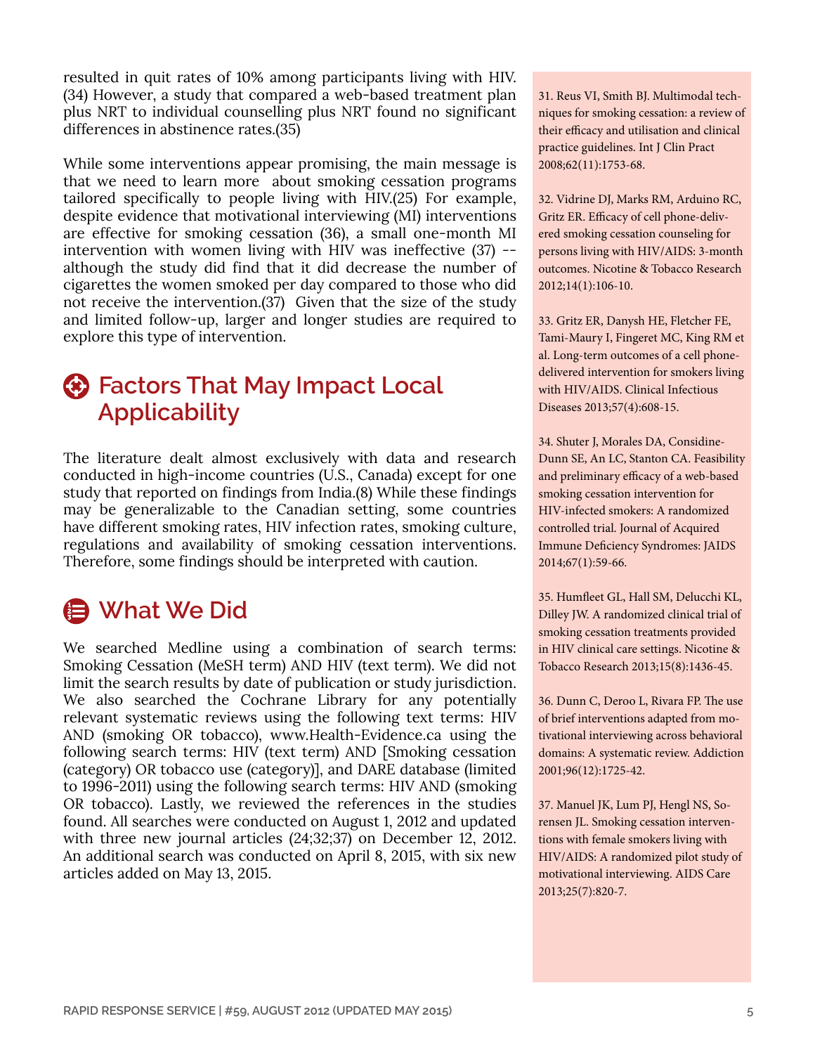resulted in quit rates of 10% among participants living with HIV.(34) However, a study that compared a web-based treatment plan plus NRT to individual counselling plus NRT found no significant differences in abstinence rates.(35)

While some interventions appear promising, the main message is that we need to learn more about smoking cessation programs tailored specifically to people living with HIV.(25) For example, despite evidence that motivational interviewing (MI) interventions are effective for smoking cessation (36), a small one-month MI intervention with women living with HIV was ineffective (37) -- although the study did find that it did decrease the number of cigarettes the women smoked per day compared to those who did not receive the intervention.(37) Given that the size of the study and limited follow-up, larger and longer studies are required to explore this type of intervention.

## Factors That May Impact Local Applicability

The literature dealt almost exclusively with data and research conducted in high-income countries (U.S., Canada) except for one study that reported on findings from India.(8) While these findings may be generalizable to the Canadian setting, some countries have different smoking rates, HIV infection rates, smoking culture, regulations and availability of smoking cessation interventions. Therefore, some findings should be interpreted with caution.

## What We Did

We searched Medline using a combination of search terms: Smoking Cessation (MeSH term) AND HIV (text term). We did not limit the search results by date of publication or study jurisdiction. We also searched the Cochrane Library for any potentially relevant systematic reviews using the following text terms: HIV AND (smoking OR tobacco), www.Health-Evidence.ca using the following search terms: HIV (text term) AND [Smoking cessation (category) OR tobacco use (category)], and DARE database (limited to 1996-2011) using the following search terms: HIV AND (smoking OR tobacco). Lastly, we reviewed the references in the studies found. All searches were conducted on August 1, 2012 and updated with three new journal articles (24;32;37) on December 12, 2012. An additional search was conducted on April 8, 2015, with six new articles added on May 13, 2015.

31. Reus VI, Smith BJ. Multimodal techniques for smoking cessation: a review of their efficacy and utilisation and clinical practice guidelines. Int J Clin Pract 2008;62(11):1753-68.

32. Vidrine DJ, Marks RM, Arduino RC, Gritz ER. Efficacy of cell phone-delivered smoking cessation counseling for persons living with HIV/AIDS: 3-month outcomes. Nicotine & Tobacco Research 2012;14(1):106-10.

33. Gritz ER, Danysh HE, Fletcher FE, Tami-Maury I, Fingeret MC, King RM et al. Long-term outcomes of a cell phone-delivered intervention for smokers living with HIV/AIDS. Clinical Infectious Diseases 2013;57(4):608-15.

34. Shuter J, Morales DA, Considine-Dunn SE, An LC, Stanton CA. Feasibility and preliminary efficacy of a web-based smoking cessation intervention for HIV-infected smokers: A randomized controlled trial. Journal of Acquired Immune Deficiency Syndromes: JAIDS 2014;67(1):59-66.

35. Humfleet GL, Hall SM, Delucchi KL, Dilley JW. A randomized clinical trial of smoking cessation treatments provided in HIV clinical care settings. Nicotine & Tobacco Research 2013;15(8):1436-45.

36. Dunn C, Deroo L, Rivara FP. The use of brief interventions adapted from motivational interviewing across behavioral domains: A systematic review. Addiction 2001;96(12):1725-42.

37. Manuel JK, Lum PJ, Hengl NS, Sorensen JL. Smoking cessation interventions with female smokers living with HIV/AIDS: A randomized pilot study of motivational interviewing. AIDS Care 2013;25(7):820-7.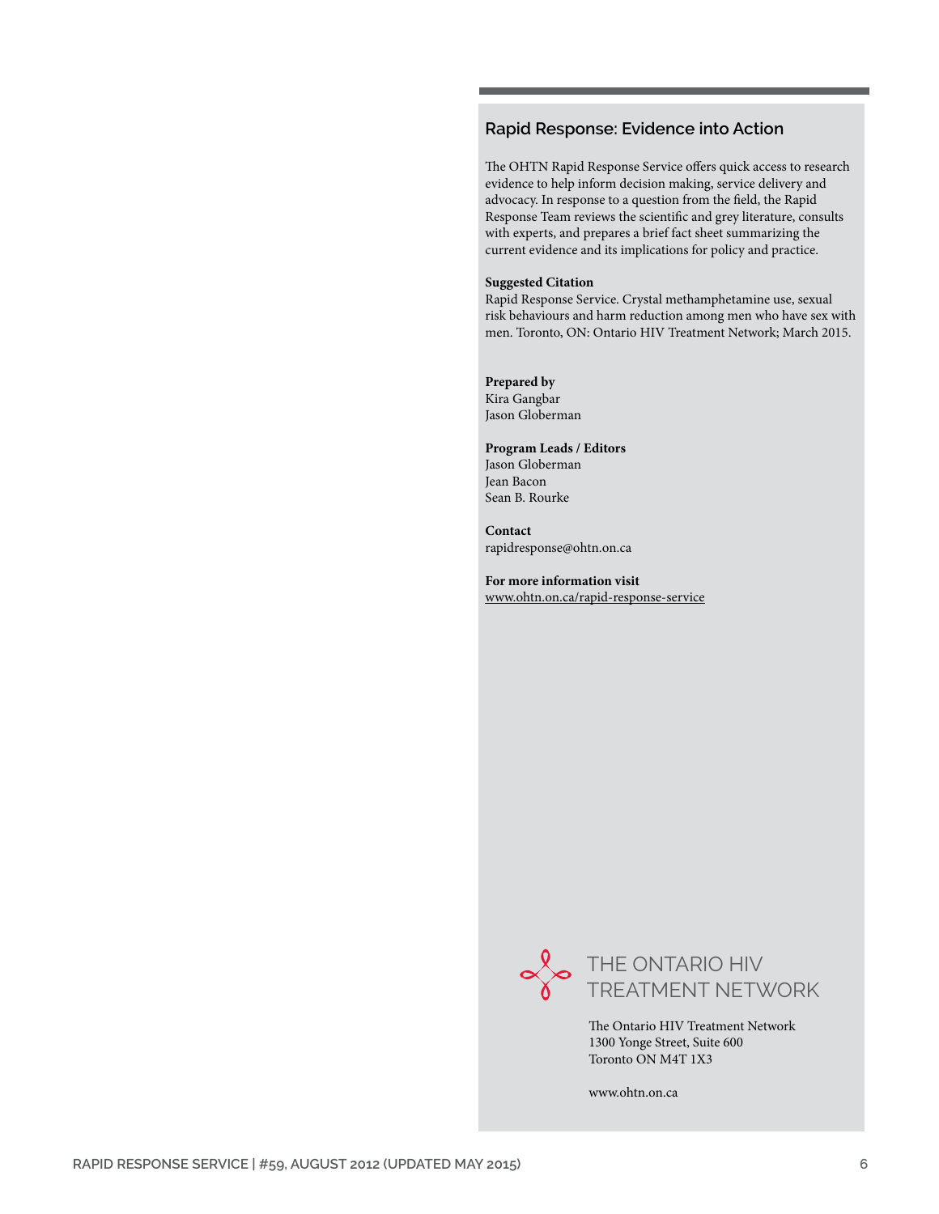## Rapid Response: Evidence into Action

The OHTN Rapid Response Service offers quick access to research evidence to help inform decision making, service delivery and advocacy. In response to a question from the field, the Rapid Response Team reviews the scientific and grey literature, consults with experts, and prepares a brief fact sheet summarizing the current evidence and its implications for policy and practice.

**Suggested Citation**
Rapid Response Service. Crystal methamphetamine use, sexual risk behaviours and harm reduction among men who have sex with men. Toronto, ON: Ontario HIV Treatment Network; March 2015.

**Prepared by**
Kira Gangbar
Jason Globerman

**Program Leads / Editors**
Jason Globerman
Jean Bacon
Sean B. Rourke

**Contact**
rapidresponse@ohtn.on.ca

**For more information visit**
www.ohtn.on.ca/rapid-response-service

THE ONTARIO HIV TREATMENT NETWORK

The Ontario HIV Treatment Network
1300 Yonge Street, Suite 600
Toronto ON M4T 1X3

www.ohtn.on.ca